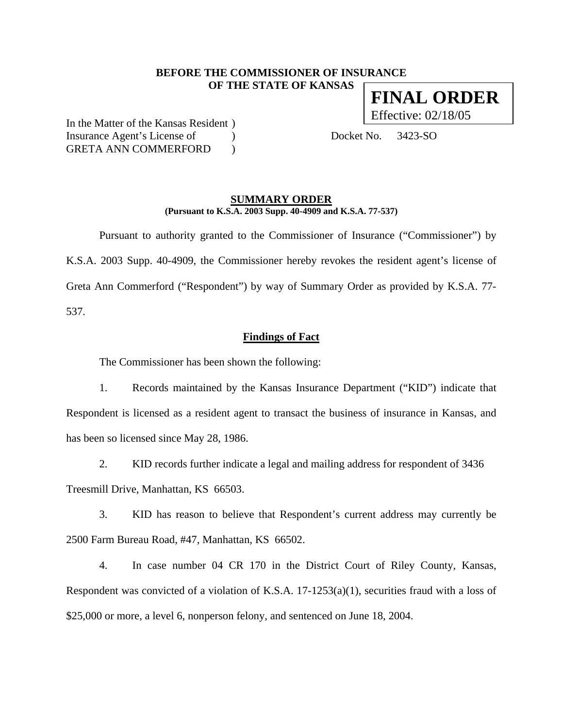**BEFORE THE COMMISSIONER OF INSURANCE**
**OF THE STATE OF KANSAS**

**FINAL ORDER**
Effective: 02/18/05

In the Matter of the Kansas Resident )
Insurance Agent's License of )
GRETA ANN COMMERFORD )

Docket No. 3423-SO

## SUMMARY ORDER

**(Pursuant to K.S.A. 2003 Supp. 40-4909 and K.S.A. 77-537)**

Pursuant to authority granted to the Commissioner of Insurance ("Commissioner") by K.S.A. 2003 Supp. 40-4909, the Commissioner hereby revokes the resident agent's license of Greta Ann Commerford ("Respondent") by way of Summary Order as provided by K.S.A. 77-537.

### Findings of Fact

The Commissioner has been shown the following:

1. Records maintained by the Kansas Insurance Department ("KID") indicate that Respondent is licensed as a resident agent to transact the business of insurance in Kansas, and has been so licensed since May 28, 1986.

2. KID records further indicate a legal and mailing address for respondent of 3436 Treesmill Drive, Manhattan, KS 66503.

3. KID has reason to believe that Respondent's current address may currently be 2500 Farm Bureau Road, #47, Manhattan, KS 66502.

4. In case number 04 CR 170 in the District Court of Riley County, Kansas, Respondent was convicted of a violation of K.S.A. 17-1253(a)(1), securities fraud with a loss of $25,000 or more, a level 6, nonperson felony, and sentenced on June 18, 2004.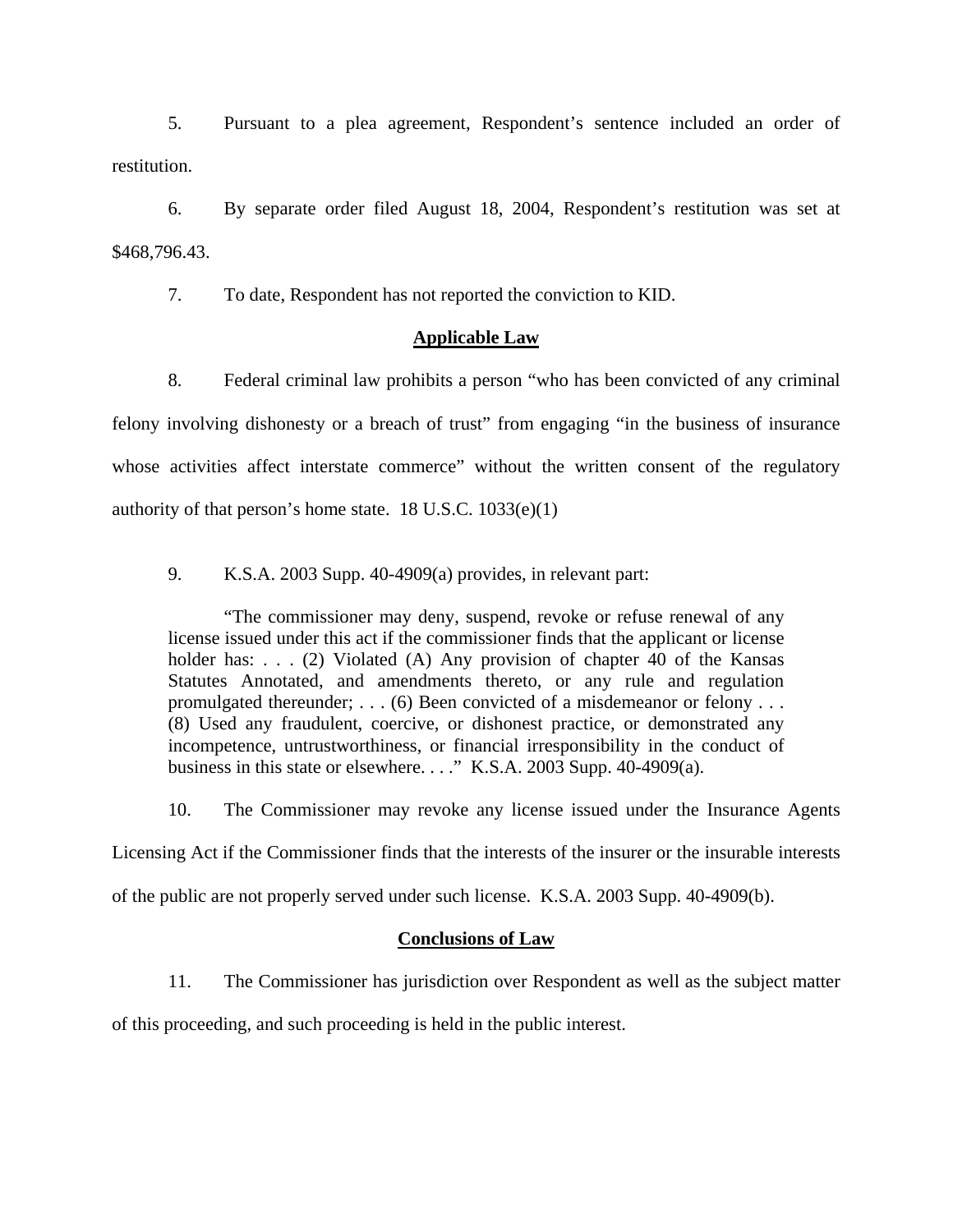5. Pursuant to a plea agreement, Respondent's sentence included an order of restitution.

6. By separate order filed August 18, 2004, Respondent's restitution was set at $468,796.43.

7. To date, Respondent has not reported the conviction to KID.

## Applicable Law

8. Federal criminal law prohibits a person "who has been convicted of any criminal felony involving dishonesty or a breach of trust" from engaging "in the business of insurance whose activities affect interstate commerce" without the written consent of the regulatory authority of that person's home state. 18 U.S.C. 1033(e)(1)

9. K.S.A. 2003 Supp. 40-4909(a) provides, in relevant part:

> "The commissioner may deny, suspend, revoke or refuse renewal of any license issued under this act if the commissioner finds that the applicant or license holder has: . . . (2) Violated (A) Any provision of chapter 40 of the Kansas Statutes Annotated, and amendments thereto, or any rule and regulation promulgated thereunder; . . . (6) Been convicted of a misdemeanor or felony . . . (8) Used any fraudulent, coercive, or dishonest practice, or demonstrated any incompetence, untrustworthiness, or financial irresponsibility in the conduct of business in this state or elsewhere. . . ." K.S.A. 2003 Supp. 40-4909(a).

10. The Commissioner may revoke any license issued under the Insurance Agents Licensing Act if the Commissioner finds that the interests of the insurer or the insurable interests of the public are not properly served under such license. K.S.A. 2003 Supp. 40-4909(b).

## Conclusions of Law

11. The Commissioner has jurisdiction over Respondent as well as the subject matter of this proceeding, and such proceeding is held in the public interest.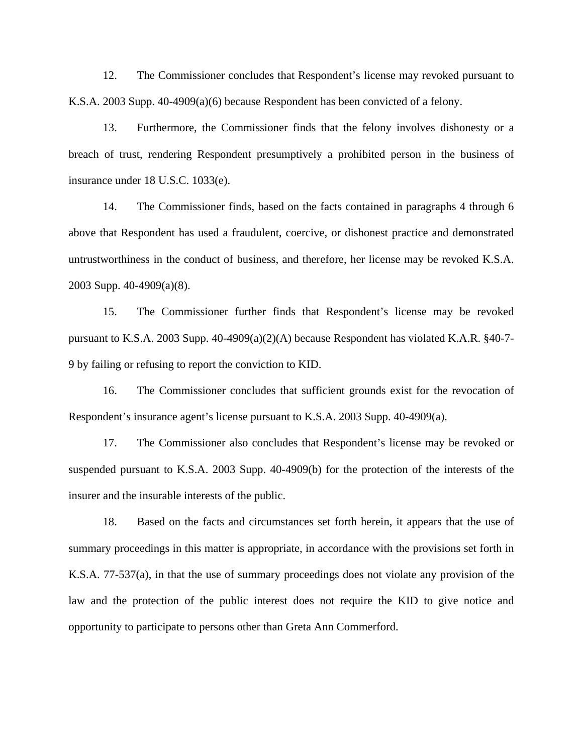12. The Commissioner concludes that Respondent's license may revoked pursuant to K.S.A. 2003 Supp. 40-4909(a)(6) because Respondent has been convicted of a felony.

13. Furthermore, the Commissioner finds that the felony involves dishonesty or a breach of trust, rendering Respondent presumptively a prohibited person in the business of insurance under 18 U.S.C. 1033(e).

14. The Commissioner finds, based on the facts contained in paragraphs 4 through 6 above that Respondent has used a fraudulent, coercive, or dishonest practice and demonstrated untrustworthiness in the conduct of business, and therefore, her license may be revoked K.S.A. 2003 Supp. 40-4909(a)(8).

15. The Commissioner further finds that Respondent's license may be revoked pursuant to K.S.A. 2003 Supp. 40-4909(a)(2)(A) because Respondent has violated K.A.R. §40-7-9 by failing or refusing to report the conviction to KID.

16. The Commissioner concludes that sufficient grounds exist for the revocation of Respondent's insurance agent's license pursuant to K.S.A. 2003 Supp. 40-4909(a).

17. The Commissioner also concludes that Respondent's license may be revoked or suspended pursuant to K.S.A. 2003 Supp. 40-4909(b) for the protection of the interests of the insurer and the insurable interests of the public.

18. Based on the facts and circumstances set forth herein, it appears that the use of summary proceedings in this matter is appropriate, in accordance with the provisions set forth in K.S.A. 77-537(a), in that the use of summary proceedings does not violate any provision of the law and the protection of the public interest does not require the KID to give notice and opportunity to participate to persons other than Greta Ann Commerford.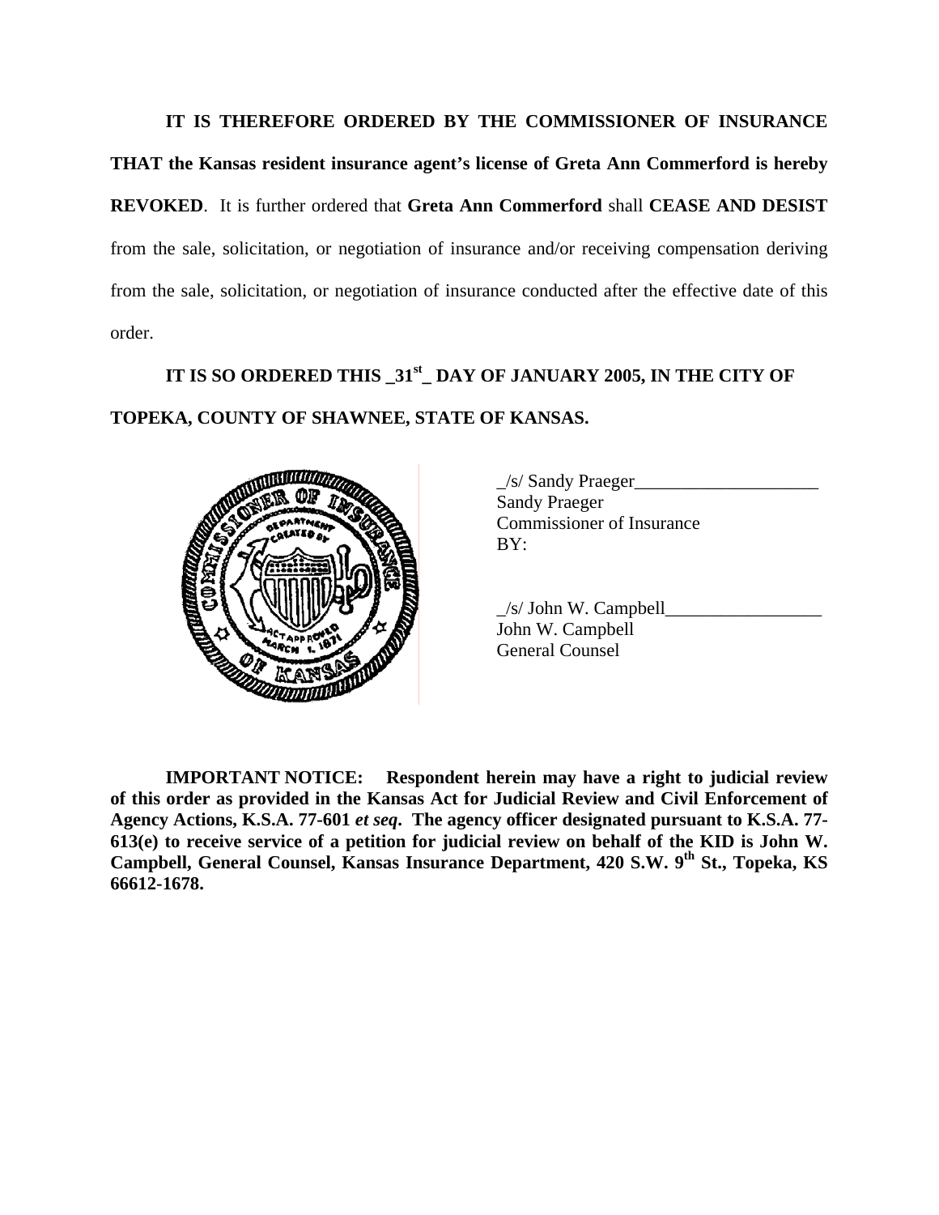**IT IS THEREFORE ORDERED BY THE COMMISSIONER OF INSURANCE THAT the Kansas resident insurance agent's license of Greta Ann Commerford is hereby REVOKED**. It is further ordered that **Greta Ann Commerford** shall **CEASE AND DESIST** from the sale, solicitation, or negotiation of insurance and/or receiving compensation deriving from the sale, solicitation, or negotiation of insurance conducted after the effective date of this order.

**IT IS SO ORDERED THIS _31st_ DAY OF JANUARY 2005, IN THE CITY OF TOPEKA, COUNTY OF SHAWNEE, STATE OF KANSAS.**

_/s/ Sandy Praeger____________________
Sandy Praeger
Commissioner of Insurance
BY:

_/s/ John W. Campbell_________________
John W. Campbell
General Counsel

**IMPORTANT NOTICE: Respondent herein may have a right to judicial review of this order as provided in the Kansas Act for Judicial Review and Civil Enforcement of Agency Actions, K.S.A. 77-601 *et seq*. The agency officer designated pursuant to K.S.A. 77-613(e) to receive service of a petition for judicial review on behalf of the KID is John W. Campbell, General Counsel, Kansas Insurance Department, 420 S.W. 9th St., Topeka, KS 66612-1678.**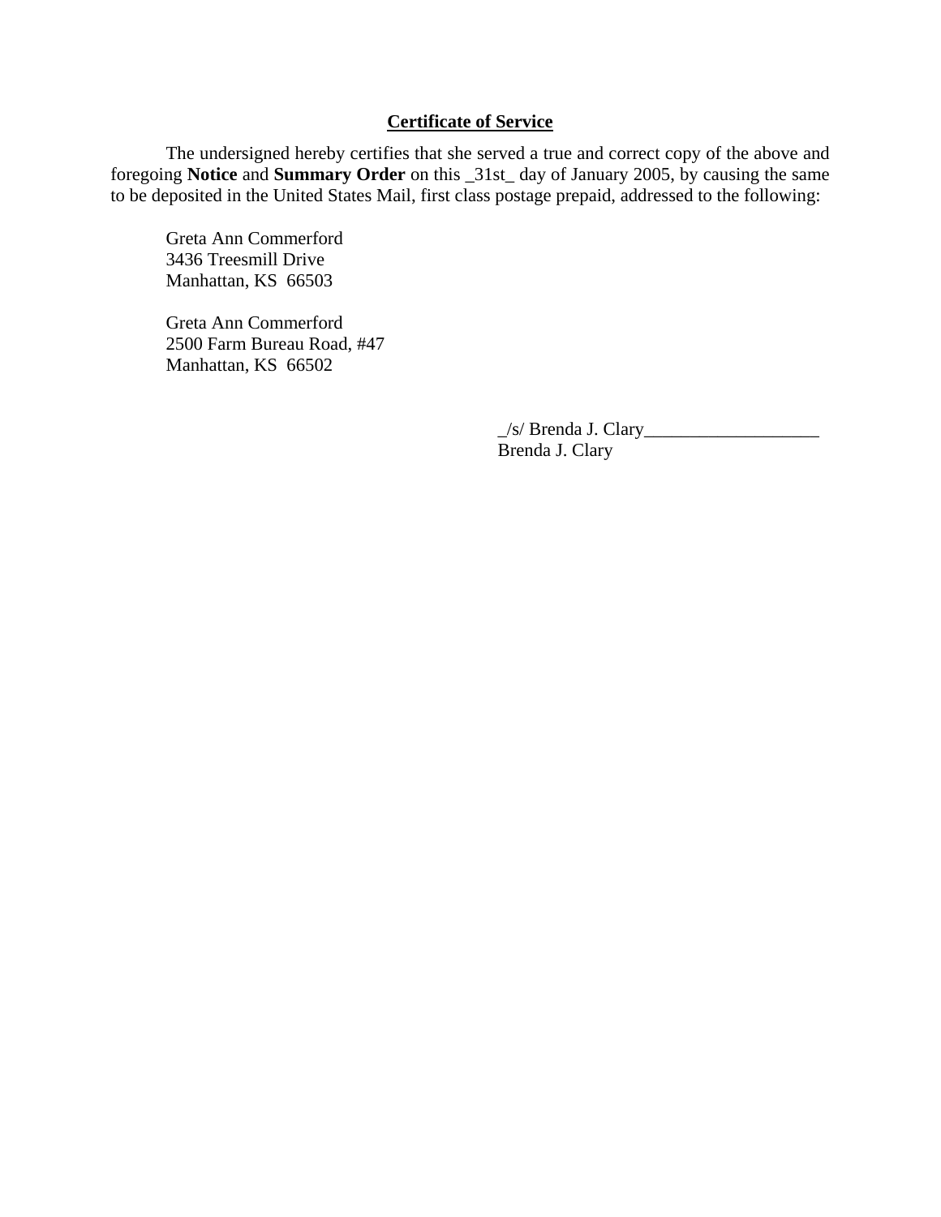**Certificate of Service**

The undersigned hereby certifies that she served a true and correct copy of the above and foregoing **Notice** and **Summary Order** on this _31st_ day of January 2005, by causing the same to be deposited in the United States Mail, first class postage prepaid, addressed to the following:

Greta Ann Commerford
3436 Treesmill Drive
Manhattan, KS 66503

Greta Ann Commerford
2500 Farm Bureau Road, #47
Manhattan, KS 66502

_/s/ Brenda J. Clary___________________
Brenda J. Clary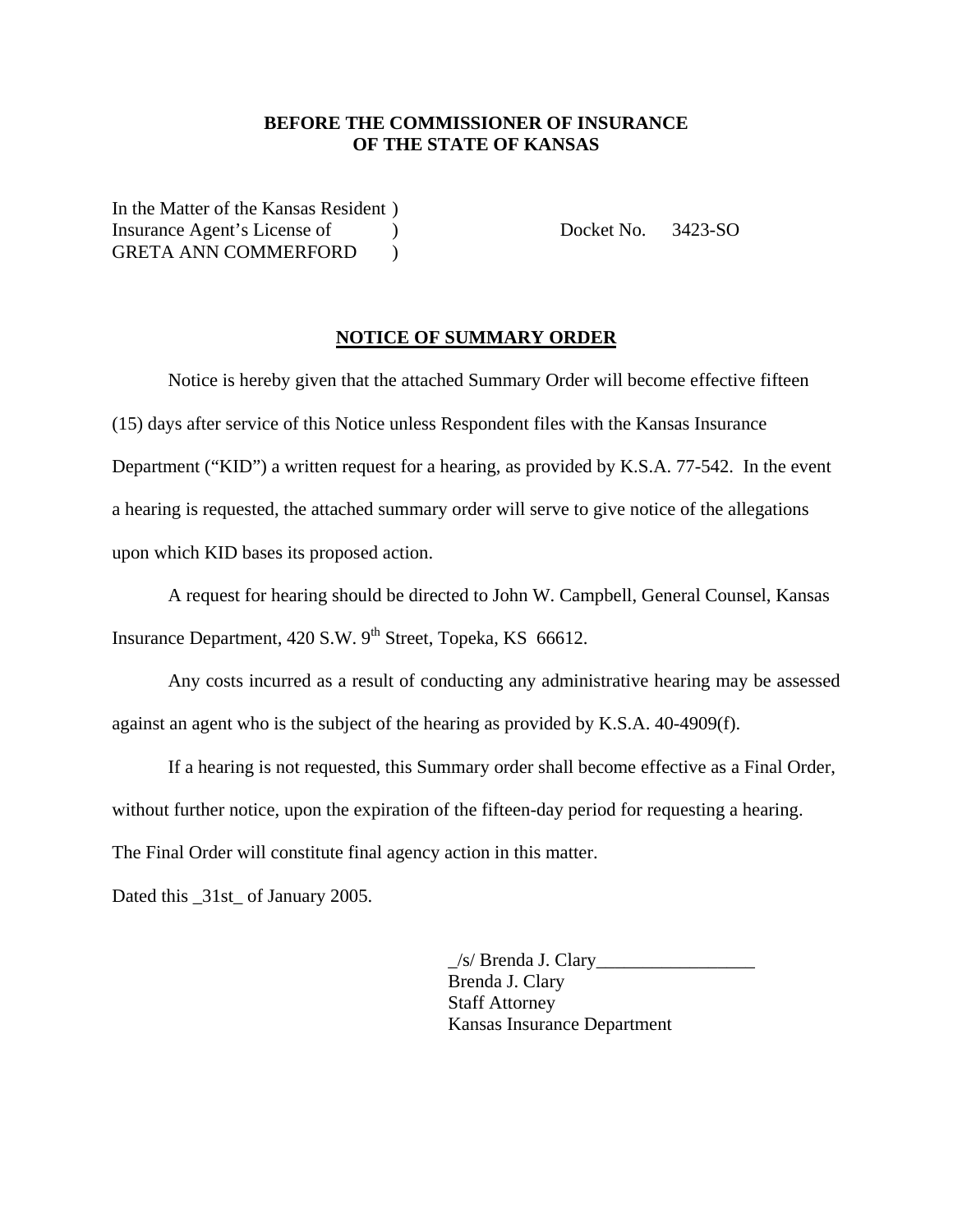**BEFORE THE COMMISSIONER OF INSURANCE**
**OF THE STATE OF KANSAS**

In the Matter of the Kansas Resident )
Insurance Agent's License of )
GRETA ANN COMMERFORD )

Docket No. 3423-SO

**NOTICE OF SUMMARY ORDER**

Notice is hereby given that the attached Summary Order will become effective fifteen (15) days after service of this Notice unless Respondent files with the Kansas Insurance Department ("KID") a written request for a hearing, as provided by K.S.A. 77-542. In the event a hearing is requested, the attached summary order will serve to give notice of the allegations upon which KID bases its proposed action.

A request for hearing should be directed to John W. Campbell, General Counsel, Kansas Insurance Department, 420 S.W. 9th Street, Topeka, KS 66612.

Any costs incurred as a result of conducting any administrative hearing may be assessed against an agent who is the subject of the hearing as provided by K.S.A. 40-4909(f).

If a hearing is not requested, this Summary order shall become effective as a Final Order, without further notice, upon the expiration of the fifteen-day period for requesting a hearing. The Final Order will constitute final agency action in this matter.

Dated this _31st_ of January 2005.

_/s/ Brenda J. Clary_________________
Brenda J. Clary
Staff Attorney
Kansas Insurance Department